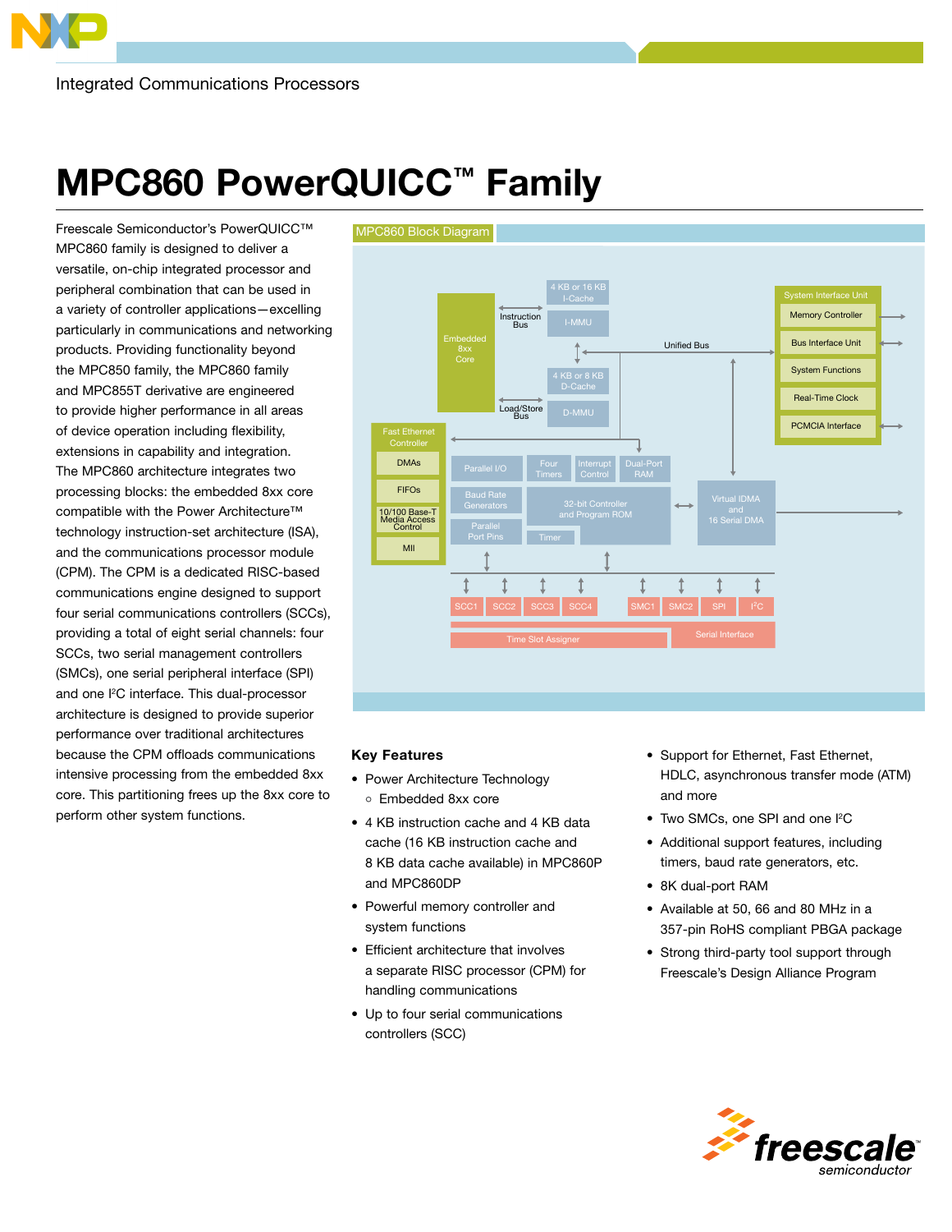Integrated Communications Processors

# MPC860 PowerQUICC™ Family

Freescale Semiconductor's PowerQUICC™ MPC860 family is designed to deliver a versatile, on-chip integrated processor and peripheral combination that can be used in a variety of controller applications—excelling particularly in communications and networking products. Providing functionality beyond the MPC850 family, the MPC860 family and MPC855T derivative are engineered to provide higher performance in all areas of device operation including flexibility, extensions in capability and integration. The MPC860 architecture integrates two processing blocks: the embedded 8xx core compatible with the Power Architecture™ technology instruction-set architecture (ISA), and the communications processor module (CPM). The CPM is a dedicated RISC-based communications engine designed to support four serial communications controllers (SCCs), providing a total of eight serial channels: four SCCs, two serial management controllers (SMCs), one serial peripheral interface (SPI) and one I²C interface. This dual-processor architecture is designed to provide superior performance over traditional architectures because the CPM offloads communications intensive processing from the embedded 8xx core. This partitioning frees up the 8xx core to perform other system functions.

MPC860 Block Diagram

Embedded 8xx Core · Instruction Bus · 4 KB or 16 KB I-Cache · I-MMU · Unified Bus · 4 KB or 8 KB D-Cache · Load/Store Bus · D-MMU · System Interface Unit: Memory Controller, Bus Interface Unit, System Functions, Real-Time Clock, PCMCIA Interface · Fast Ethernet Controller: DMAs, FIFOs, 10/100 Base-T Media Access Control, MII · Parallel I/O · Four Timers · Interrupt Control · Dual-Port RAM · Baud Rate Generators · 32-bit Controller and Program ROM · Parallel Port Pins · Timer · Virtual IDMA and 16 Serial DMA · SCC1 · SCC2 · SCC3 · SCC4 · SMC1 · SMC2 · SPI · I²C · Time Slot Assigner · Serial Interface

## Key Features

- Power Architecture Technology
  - Embedded 8xx core
- 4 KB instruction cache and 4 KB data cache (16 KB instruction cache and 8 KB data cache available) in MPC860P and MPC860DP
- Powerful memory controller and system functions
- Efficient architecture that involves a separate RISC processor (CPM) for handling communications
- Up to four serial communications controllers (SCC)
- Support for Ethernet, Fast Ethernet, HDLC, asynchronous transfer mode (ATM) and more
- Two SMCs, one SPI and one I²C
- Additional support features, including timers, baud rate generators, etc.
- 8K dual-port RAM
- Available at 50, 66 and 80 MHz in a 357-pin RoHS compliant PBGA package
- Strong third-party tool support through Freescale's Design Alliance Program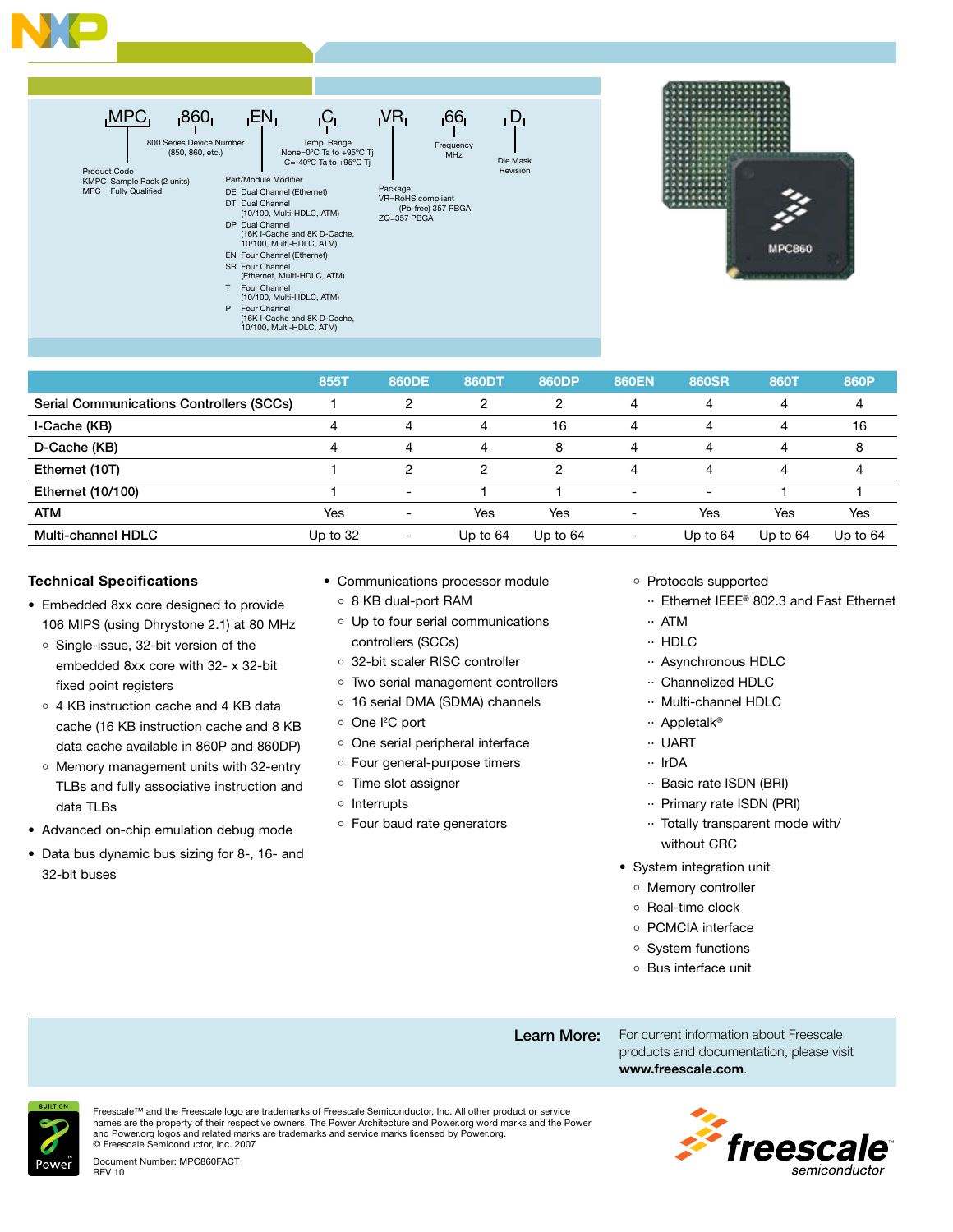MPC 860 EN C VR 66 D

- Product Code
  - KMPC Sample Pack (2 units)
  - MPC Fully Qualified
- 800 Series Device Number (850, 860, etc.)
- Part/Module Modifier
  - DE Dual Channel (Ethernet)
  - DT Dual Channel (10/100, Multi-HDLC, ATM)
  - DP Dual Channel (16K I-Cache and 8K D-Cache, 10/100, Multi-HDLC, ATM)
  - EN Four Channel (Ethernet)
  - SR Four Channel (Ethernet, Multi-HDLC, ATM)
  - T Four Channel (10/100, Multi-HDLC, ATM)
  - P Four Channel (16K I-Cache and 8K D-Cache, 10/100, Multi-HDLC, ATM)
- Temp. Range
  - None=0°C Ta to +95°C Tj
  - C=-40°C Ta to +95°C Tj
- Package
  - VR=RoHS compliant (Pb-free) 357 PBGA
  - ZQ=357 PBGA
- Frequency MHz
- Die Mask Revision

| | 855T | 860DE | 860DT | 860DP | 860EN | 860SR | 860T | 860P |
|---|---|---|---|---|---|---|---|---|
| Serial Communications Controllers (SCCs) | 1 | 2 | 2 | 2 | 4 | 4 | 4 | 4 |
| I-Cache (KB) | 4 | 4 | 4 | 16 | 4 | 4 | 4 | 16 |
| D-Cache (KB) | 4 | 4 | 4 | 8 | 4 | 4 | 4 | 8 |
| Ethernet (10T) | 1 | 2 | 2 | 2 | 4 | 4 | 4 | 4 |
| Ethernet (10/100) | 1 | - | 1 | 1 | - | - | 1 | 1 |
| ATM | Yes | - | Yes | Yes | - | Yes | Yes | Yes |
| Multi-channel HDLC | Up to 32 | - | Up to 64 | Up to 64 | - | Up to 64 | Up to 64 | Up to 64 |

### Technical Specifications

- Embedded 8xx core designed to provide 106 MIPS (using Dhrystone 2.1) at 80 MHz
  - Single-issue, 32-bit version of the embedded 8xx core with 32- x 32-bit fixed point registers
  - 4 KB instruction cache and 4 KB data cache (16 KB instruction cache and 8 KB data cache available in 860P and 860DP)
  - Memory management units with 32-entry TLBs and fully associative instruction and data TLBs
- Advanced on-chip emulation debug mode
- Data bus dynamic bus sizing for 8-, 16- and 32-bit buses
- Communications processor module
  - 8 KB dual-port RAM
  - Up to four serial communications controllers (SCCs)
  - 32-bit scaler RISC controller
  - Two serial management controllers
  - 16 serial DMA (SDMA) channels
  - One I²C port
  - One serial peripheral interface
  - Four general-purpose timers
  - Time slot assigner
  - Interrupts
  - Four baud rate generators
  - Protocols supported
    - Ethernet IEEE® 802.3 and Fast Ethernet
    - ATM
    - HDLC
    - Asynchronous HDLC
    - Channelized HDLC
    - Multi-channel HDLC
    - Appletalk®
    - UART
    - IrDA
    - Basic rate ISDN (BRI)
    - Primary rate ISDN (PRI)
    - Totally transparent mode with/without CRC
- System integration unit
  - Memory controller
  - Real-time clock
  - PCMCIA interface
  - System functions
  - Bus interface unit

**Learn More:** For current information about Freescale products and documentation, please visit **www.freescale.com**.

Freescale™ and the Freescale logo are trademarks of Freescale Semiconductor, Inc. All other product or service names are the property of their respective owners. The Power Architecture and Power.org word marks and the Power and Power.org logos and related marks are trademarks and service marks licensed by Power.org.
© Freescale Semiconductor, Inc. 2007

Document Number: MPC860FACT
REV 10